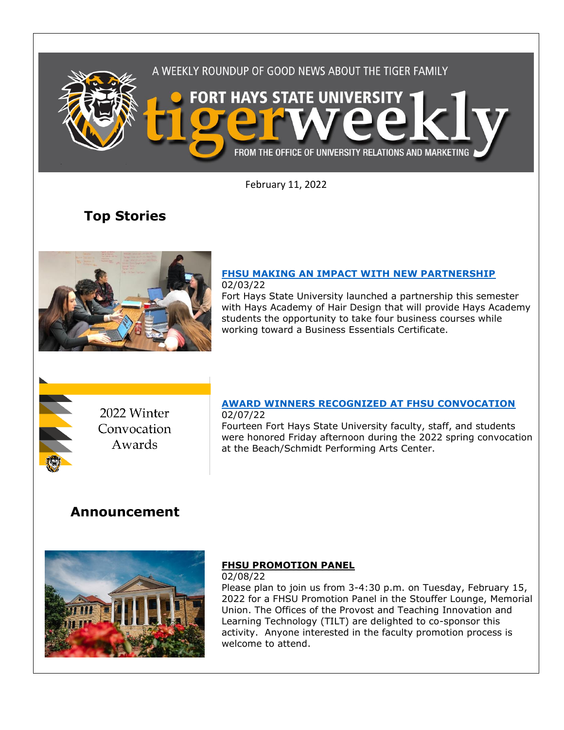A WEEKLY ROUNDUP OF GOOD NEWS ABOUT THE TIGER FAMILY

# FORT HAYS STATE UNIVERSITY tigerweekly

FROM THE OFFICE OF UNIVERSITY RELATIONS AND MARKETING

February 11, 2022

## Top Stories

### FHSU MAKING AN IMPACT WITH NEW PARTNERSHIP

02/03/22

Fort Hays State University launched a partnership this semester with Hays Academy of Hair Design that will provide Hays Academy students the opportunity to take four business courses while working toward a Business Essentials Certificate.

2022 Winter Convocation Awards

### AWARD WINNERS RECOGNIZED AT FHSU CONVOCATION

02/07/22

Fourteen Fort Hays State University faculty, staff, and students were honored Friday afternoon during the 2022 spring convocation at the Beach/Schmidt Performing Arts Center.

## Announcement

### FHSU PROMOTION PANEL

02/08/22

Please plan to join us from 3-4:30 p.m. on Tuesday, February 15, 2022 for a FHSU Promotion Panel in the Stouffer Lounge, Memorial Union. The Offices of the Provost and Teaching Innovation and Learning Technology (TILT) are delighted to co-sponsor this activity. Anyone interested in the faculty promotion process is welcome to attend.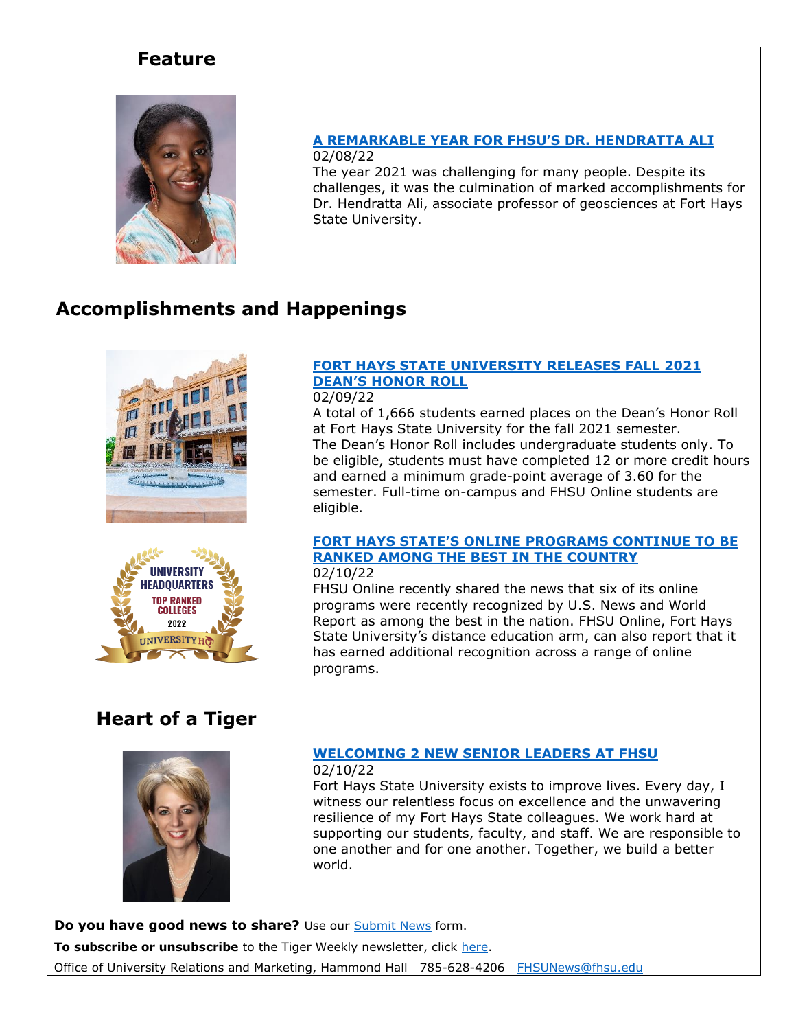## Feature

**[A REMARKABLE YEAR FOR FHSU'S DR. HENDRATTA ALI]**
02/08/22
The year 2021 was challenging for many people. Despite its challenges, it was the culmination of marked accomplishments for Dr. Hendratta Ali, associate professor of geosciences at Fort Hays State University.

## Accomplishments and Happenings

**[FORT HAYS STATE UNIVERSITY RELEASES FALL 2021 DEAN'S HONOR ROLL]**
02/09/22
A total of 1,666 students earned places on the Dean's Honor Roll at Fort Hays State University for the fall 2021 semester. The Dean's Honor Roll includes undergraduate students only. To be eligible, students must have completed 12 or more credit hours and earned a minimum grade-point average of 3.60 for the semester. Full-time on-campus and FHSU Online students are eligible.

**[FORT HAYS STATE'S ONLINE PROGRAMS CONTINUE TO BE RANKED AMONG THE BEST IN THE COUNTRY]**
02/10/22
FHSU Online recently shared the news that six of its online programs were recently recognized by U.S. News and World Report as among the best in the nation. FHSU Online, Fort Hays State University's distance education arm, can also report that it has earned additional recognition across a range of online programs.

## Heart of a Tiger

**[WELCOMING 2 NEW SENIOR LEADERS AT FHSU]**
02/10/22
Fort Hays State University exists to improve lives. Every day, I witness our relentless focus on excellence and the unwavering resilience of my Fort Hays State colleagues. We work hard at supporting our students, faculty, and staff. We are responsible to one another and for one another. Together, we build a better world.

**Do you have good news to share?** Use our Submit News form.

**To subscribe or unsubscribe** to the Tiger Weekly newsletter, click here.

Office of University Relations and Marketing, Hammond Hall 785-628-4206 FHSUNews@fhsu.edu